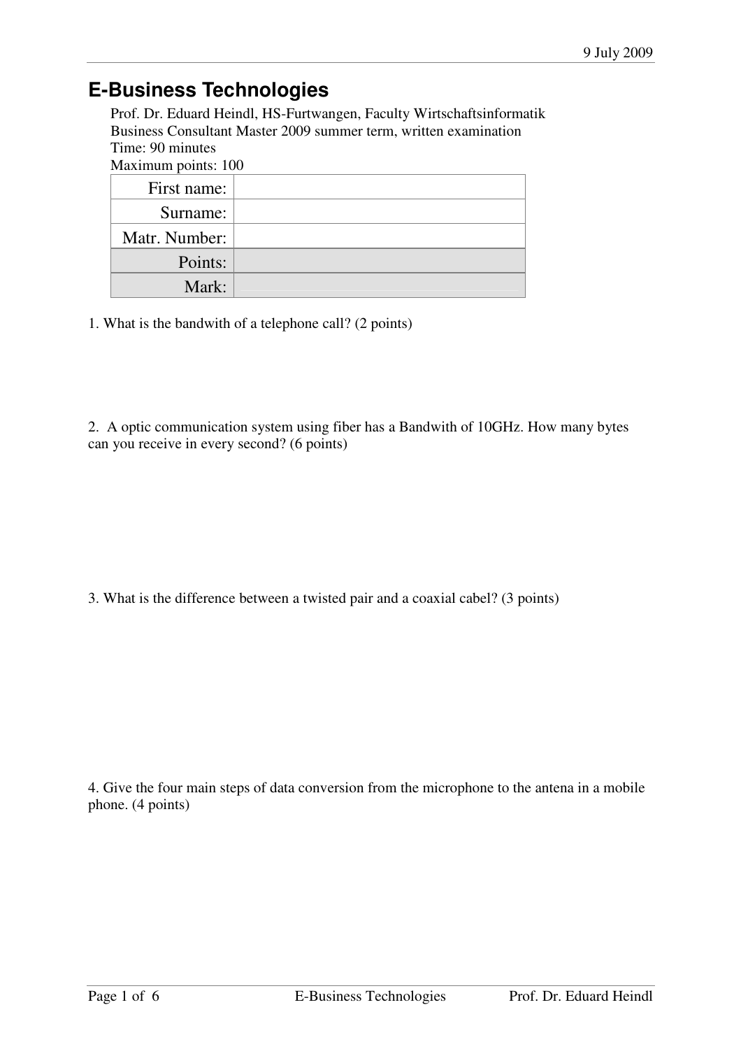9 July 2009

# E-Business Technologies

Prof. Dr. Eduard Heindl, HS-Furtwangen, Faculty Wirtschaftsinformatik
Business Consultant Master 2009 summer term, written examination
Time: 90 minutes
Maximum points: 100

| | |
|---|---|
| First name: | |
| Surname: | |
| Matr. Number: | |
| Points: | |
| Mark: | |

1. What is the bandwith of a telephone call? (2 points)

2. A optic communication system using fiber has a Bandwith of 10GHz. How many bytes can you receive in every second? (6 points)

3. What is the difference between a twisted pair and a coaxial cabel? (3 points)

4. Give the four main steps of data conversion from the microphone to the antena in a mobile phone. (4 points)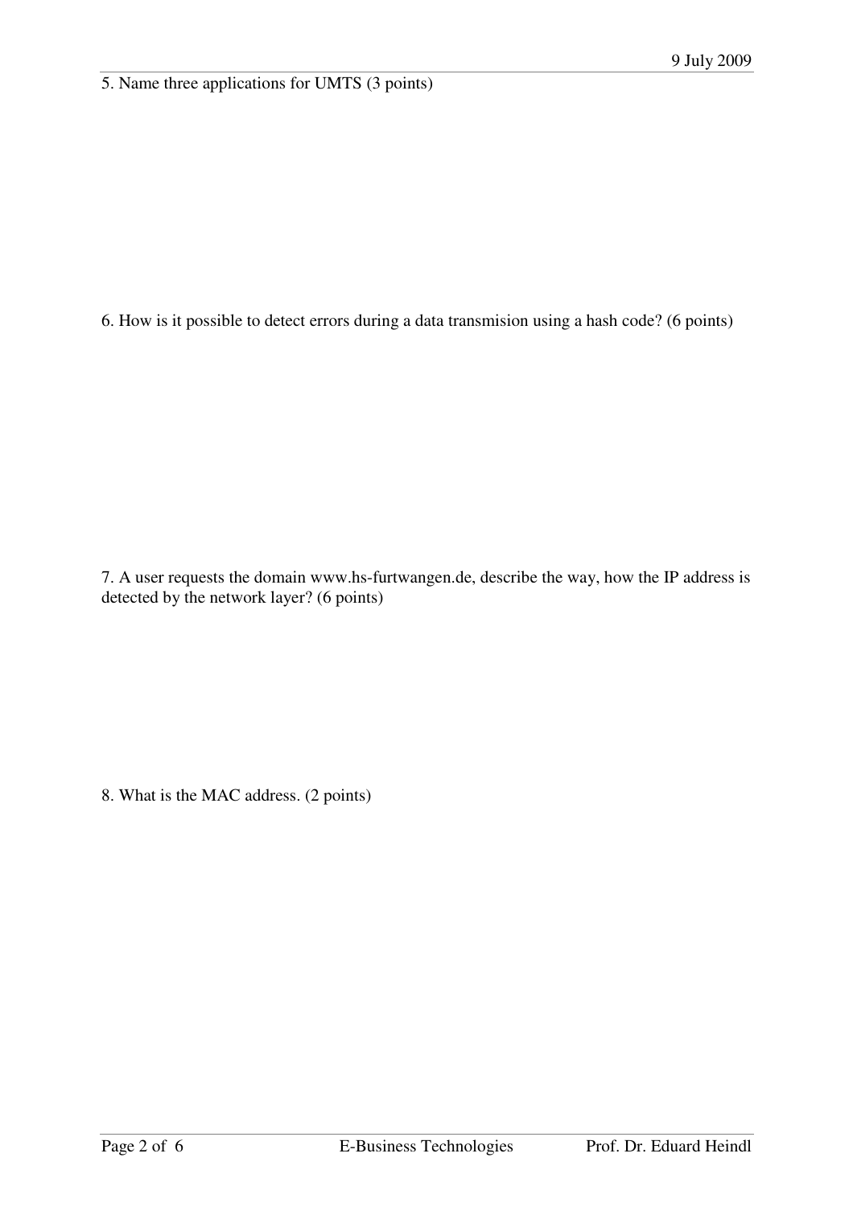5. Name three applications for UMTS (3 points)

6. How is it possible to detect errors during a data transmision using a hash code? (6 points)

7. A user requests the domain www.hs-furtwangen.de, describe the way, how the IP address is detected by the network layer? (6 points)

8. What is the MAC address. (2 points)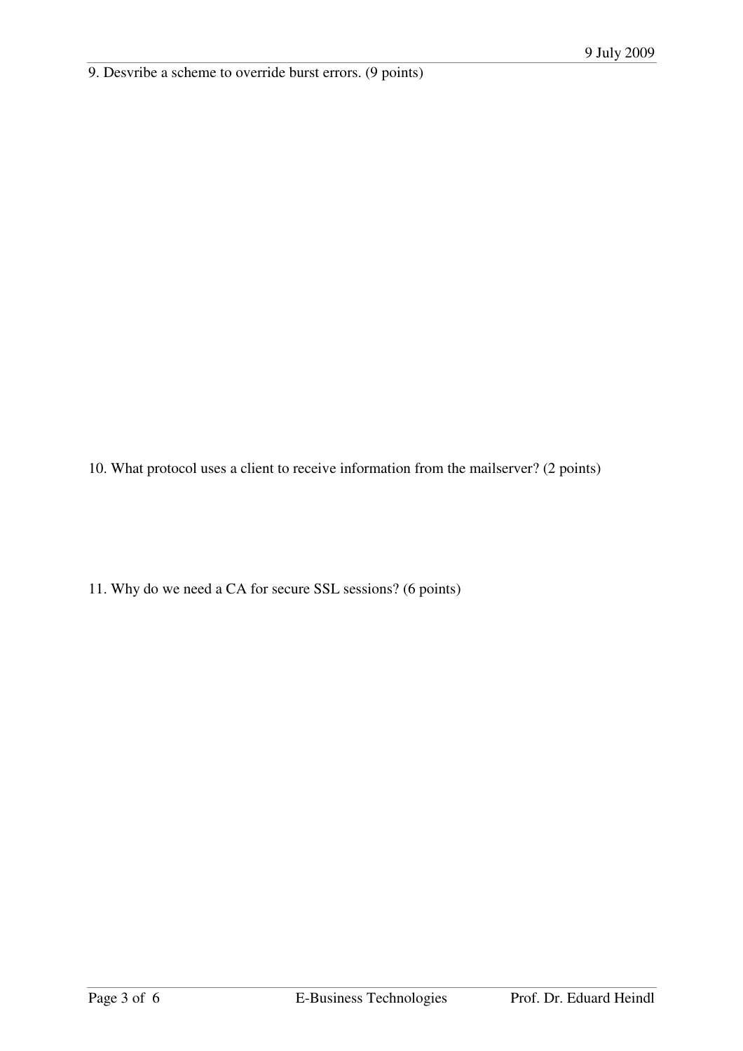9. Desvribe a scheme to override burst errors. (9 points)

10. What protocol uses a client to receive information from the mailserver? (2 points)

11. Why do we need a CA for secure SSL sessions? (6 points)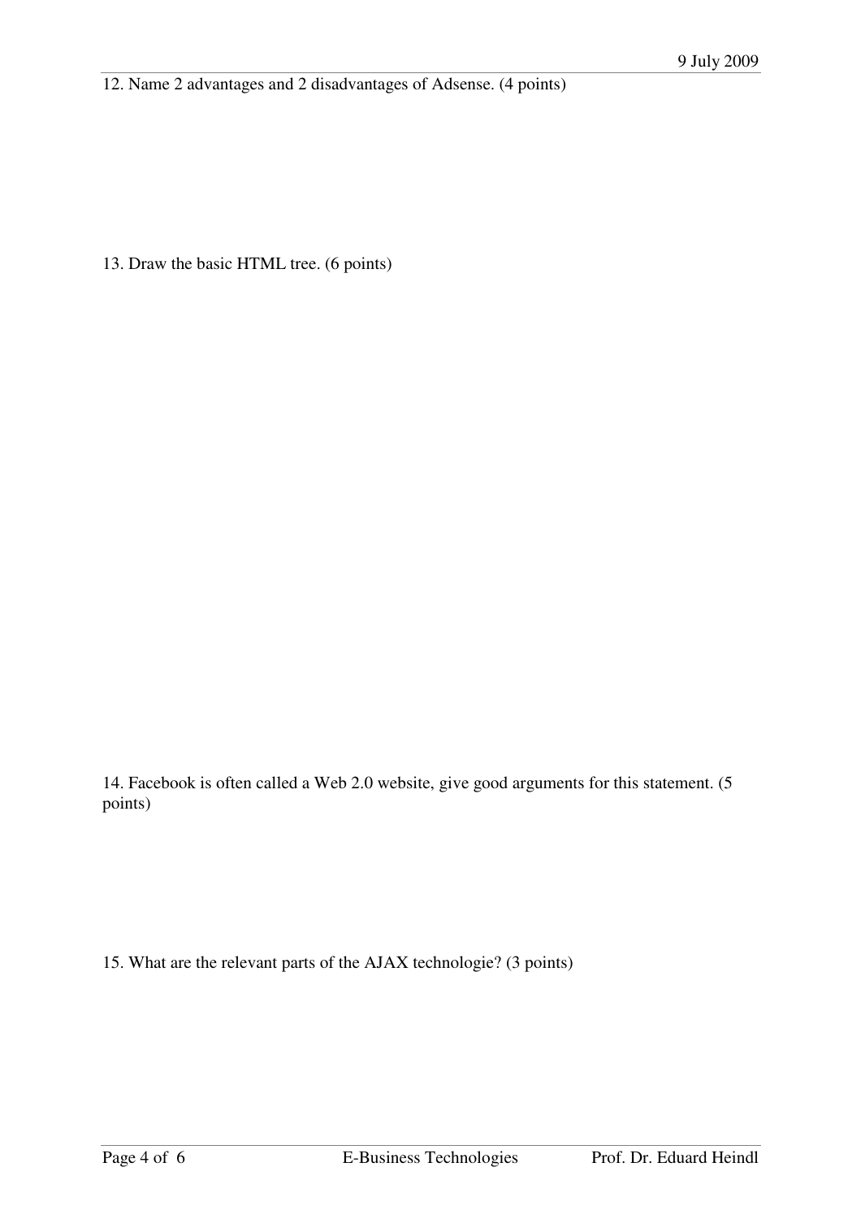12. Name 2 advantages and 2 disadvantages of Adsense. (4 points)

13. Draw the basic HTML tree. (6 points)

14. Facebook is often called a Web 2.0 website, give good arguments for this statement. (5 points)

15. What are the relevant parts of the AJAX technologie? (3 points)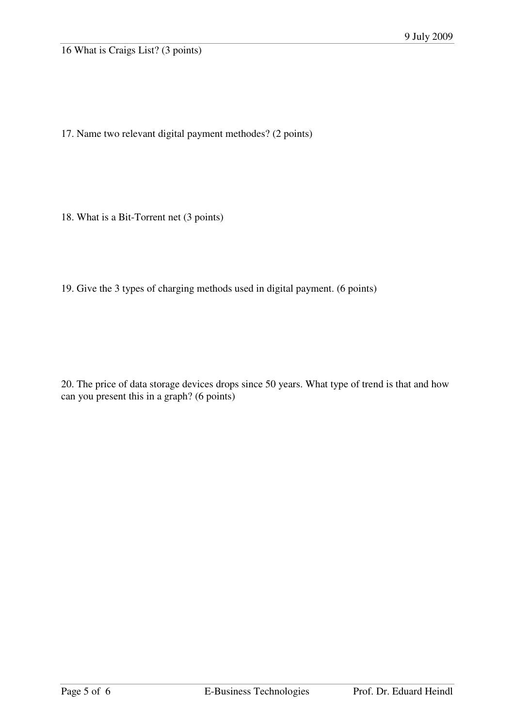16 What is Craigs List? (3 points)

17. Name two relevant digital payment methodes? (2 points)

18. What is a Bit-Torrent net (3 points)

19. Give the 3 types of charging methods used in digital payment. (6 points)

20. The price of data storage devices drops since 50 years. What type of trend is that and how can you present this in a graph? (6 points)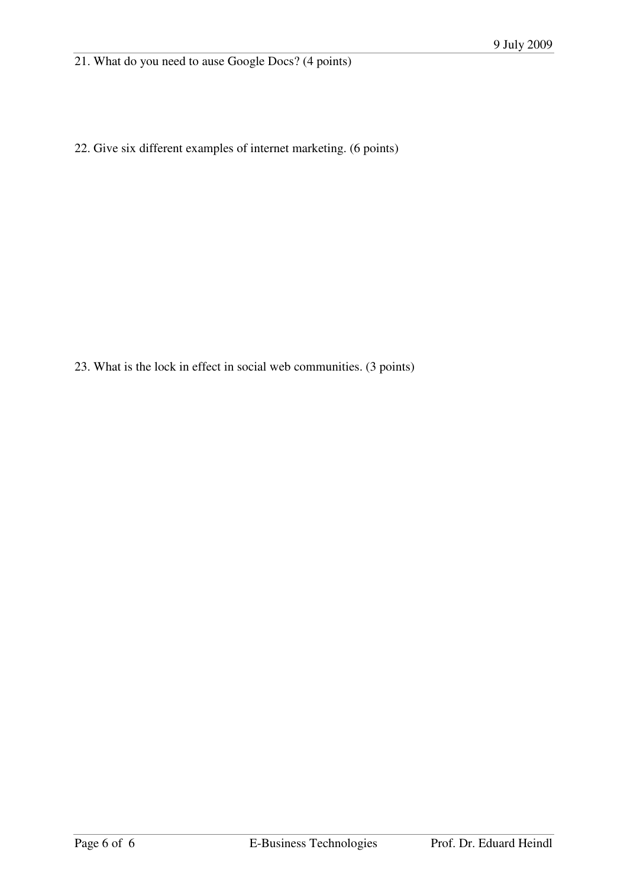21. What do you need to ause Google Docs? (4 points)

22. Give six different examples of internet marketing. (6 points)

23. What is the lock in effect in social web communities. (3 points)